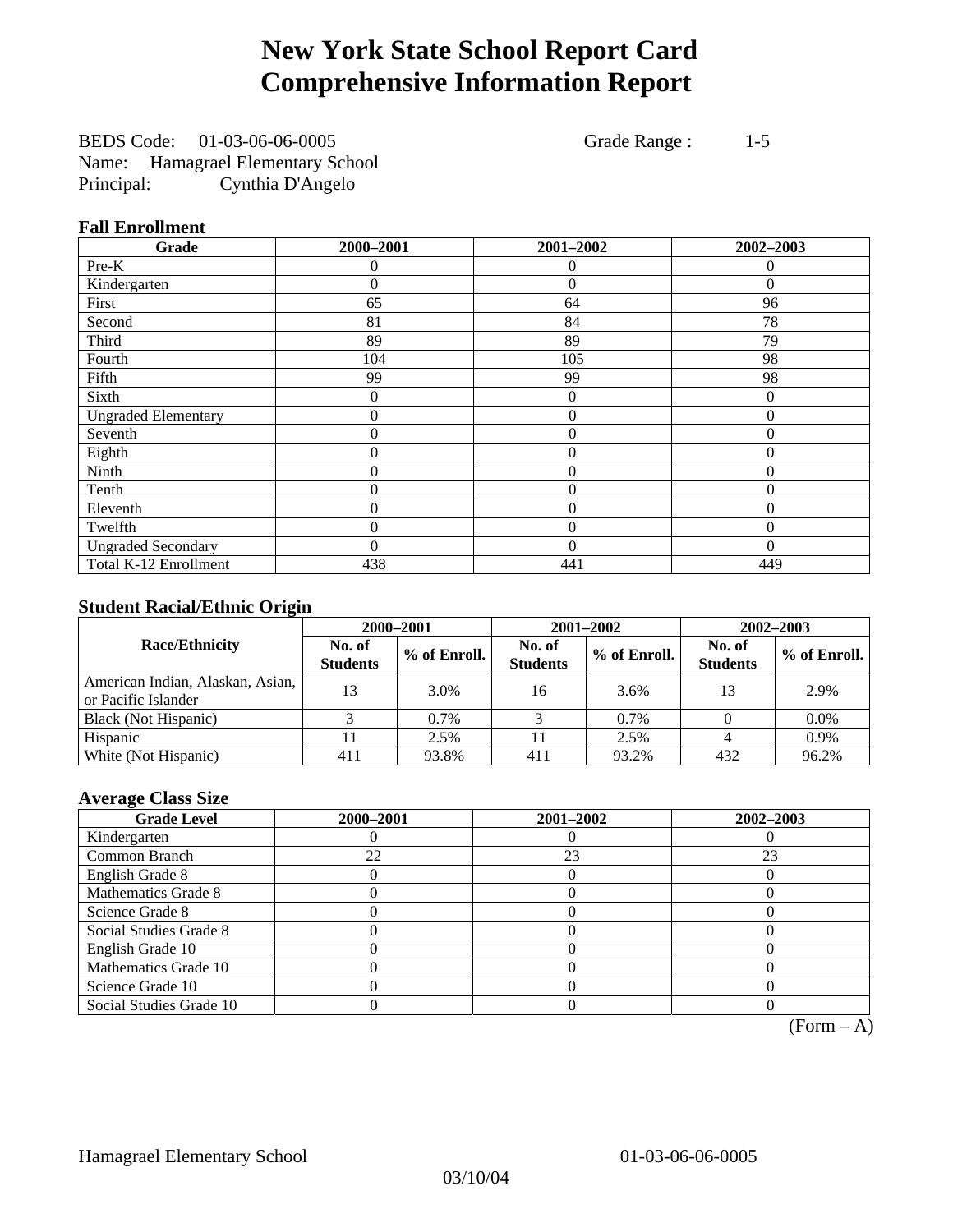# New York State School Report Card
# Comprehensive Information Report

BEDS Code: 01-03-06-06-0005 Grade Range : 1-5
Name: Hamagrael Elementary School
Principal: Cynthia D'Angelo

### Fall Enrollment

| Grade | 2000–2001 | 2001–2002 | 2002–2003 |
|---|---|---|---|
| Pre-K | 0 | 0 | 0 |
| Kindergarten | 0 | 0 | 0 |
| First | 65 | 64 | 96 |
| Second | 81 | 84 | 78 |
| Third | 89 | 89 | 79 |
| Fourth | 104 | 105 | 98 |
| Fifth | 99 | 99 | 98 |
| Sixth | 0 | 0 | 0 |
| Ungraded Elementary | 0 | 0 | 0 |
| Seventh | 0 | 0 | 0 |
| Eighth | 0 | 0 | 0 |
| Ninth | 0 | 0 | 0 |
| Tenth | 0 | 0 | 0 |
| Eleventh | 0 | 0 | 0 |
| Twelfth | 0 | 0 | 0 |
| Ungraded Secondary | 0 | 0 | 0 |
| Total K-12 Enrollment | 438 | 441 | 449 |

### Student Racial/Ethnic Origin

| Race/Ethnicity | 2000–2001 | | 2001–2002 | | 2002–2003 | |
|---|---|---|---|---|---|---|
| | No. of Students | % of Enroll. | No. of Students | % of Enroll. | No. of Students | % of Enroll. |
| American Indian, Alaskan, Asian, or Pacific Islander | 13 | 3.0% | 16 | 3.6% | 13 | 2.9% |
| Black (Not Hispanic) | 3 | 0.7% | 3 | 0.7% | 0 | 0.0% |
| Hispanic | 11 | 2.5% | 11 | 2.5% | 4 | 0.9% |
| White (Not Hispanic) | 411 | 93.8% | 411 | 93.2% | 432 | 96.2% |

### Average Class Size

| Grade Level | 2000–2001 | 2001–2002 | 2002–2003 |
|---|---|---|---|
| Kindergarten | 0 | 0 | 0 |
| Common Branch | 22 | 23 | 23 |
| English Grade 8 | 0 | 0 | 0 |
| Mathematics Grade 8 | 0 | 0 | 0 |
| Science Grade 8 | 0 | 0 | 0 |
| Social Studies Grade 8 | 0 | 0 | 0 |
| English Grade 10 | 0 | 0 | 0 |
| Mathematics Grade 10 | 0 | 0 | 0 |
| Science Grade 10 | 0 | 0 | 0 |
| Social Studies Grade 10 | 0 | 0 | 0 |

(Form – A)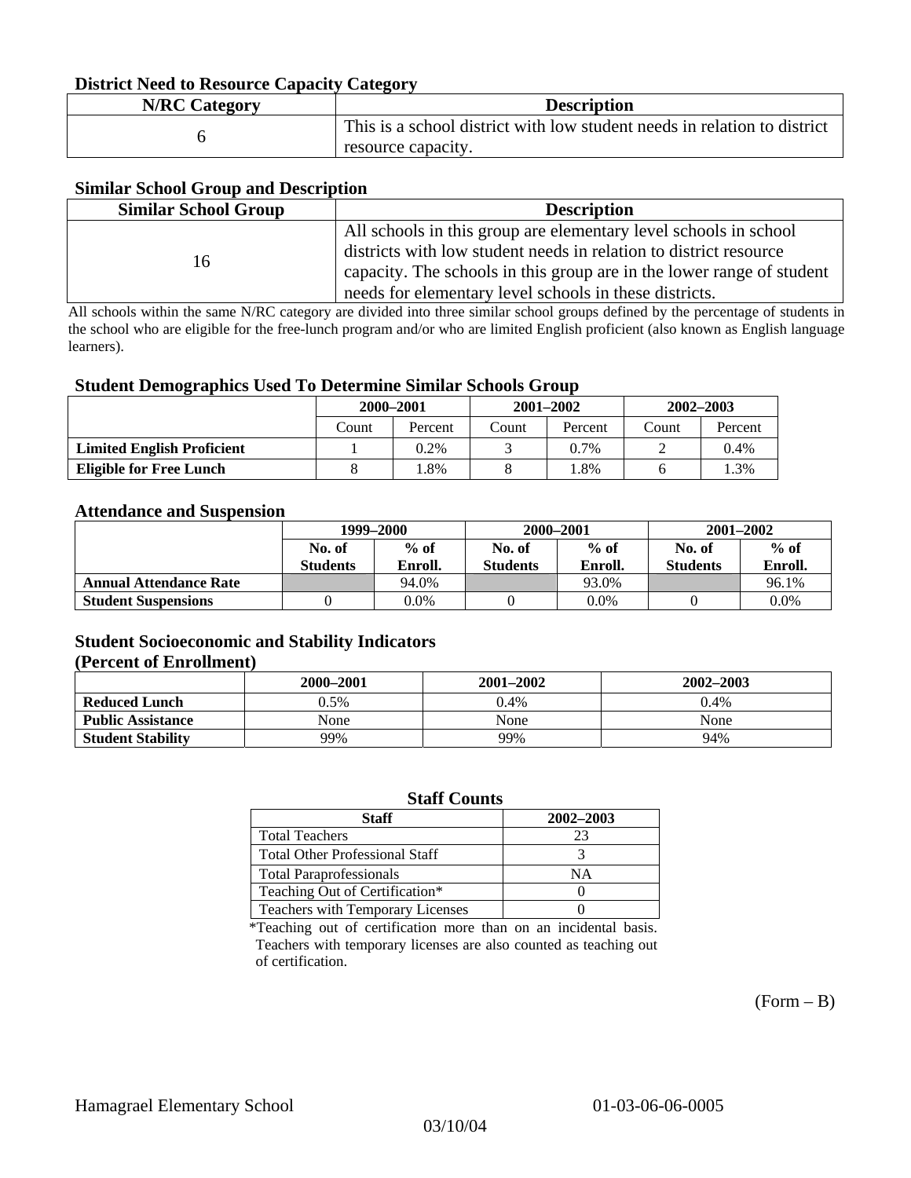### District Need to Resource Capacity Category

| N/RC Category | Description |
|---|---|
| 6 | This is a school district with low student needs in relation to district resource capacity. |

### Similar School Group and Description

| Similar School Group | Description |
|---|---|
| 16 | All schools in this group are elementary level schools in school districts with low student needs in relation to district resource capacity. The schools in this group are in the lower range of student needs for elementary level schools in these districts. |

All schools within the same N/RC category are divided into three similar school groups defined by the percentage of students in the school who are eligible for the free-lunch program and/or who are limited English proficient (also known as English language learners).

### Student Demographics Used To Determine Similar Schools Group

| | 2000–2001 | | 2001–2002 | | 2002–2003 | |
|---|---|---|---|---|---|---|
| | Count | Percent | Count | Percent | Count | Percent |
| **Limited English Proficient** | 1 | 0.2% | 3 | 0.7% | 2 | 0.4% |
| **Eligible for Free Lunch** | 8 | 1.8% | 8 | 1.8% | 6 | 1.3% |

### Attendance and Suspension

| | 1999–2000 | | 2000–2001 | | 2001–2002 | |
|---|---|---|---|---|---|---|
| | No. of Students | % of Enroll. | No. of Students | % of Enroll. | No. of Students | % of Enroll. |
| **Annual Attendance Rate** | | 94.0% | | 93.0% | | 96.1% |
| **Student Suspensions** | 0 | 0.0% | 0 | 0.0% | 0 | 0.0% |

### Student Socioeconomic and Stability Indicators
### (Percent of Enrollment)

| | 2000–2001 | 2001–2002 | 2002–2003 |
|---|---|---|---|
| **Reduced Lunch** | 0.5% | 0.4% | 0.4% |
| **Public Assistance** | None | None | None |
| **Student Stability** | 99% | 99% | 94% |

### Staff Counts

| Staff | 2002–2003 |
|---|---|
| Total Teachers | 23 |
| Total Other Professional Staff | 3 |
| Total Paraprofessionals | NA |
| Teaching Out of Certification* | 0 |
| Teachers with Temporary Licenses | 0 |

*Teaching out of certification more than on an incidental basis. Teachers with temporary licenses are also counted as teaching out of certification.

(Form – B)

Hamagrael Elementary School 01-03-06-06-0005

03/10/04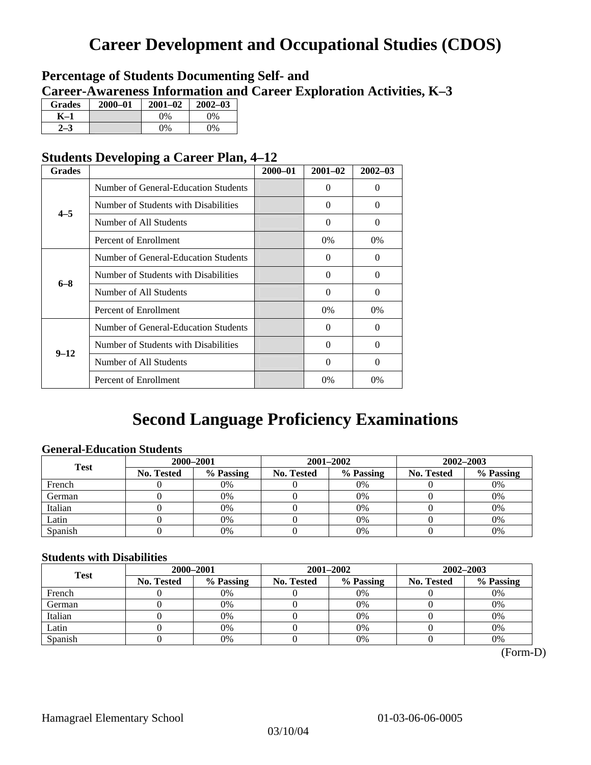# Career Development and Occupational Studies (CDOS)

### Percentage of Students Documenting Self- and Career-Awareness Information and Career Exploration Activities, K–3

| Grades | 2000–01 | 2001–02 | 2002–03 |
|---|---|---|---|
| K–1 | | 0% | 0% |
| 2–3 | | 0% | 0% |

### Students Developing a Career Plan, 4–12

| Grades | | 2000–01 | 2001–02 | 2002–03 |
|---|---|---|---|---|
| 4–5 | Number of General-Education Students | | 0 | 0 |
| | Number of Students with Disabilities | | 0 | 0 |
| | Number of All Students | | 0 | 0 |
| | Percent of Enrollment | | 0% | 0% |
| 6–8 | Number of General-Education Students | | 0 | 0 |
| | Number of Students with Disabilities | | 0 | 0 |
| | Number of All Students | | 0 | 0 |
| | Percent of Enrollment | | 0% | 0% |
| 9–12 | Number of General-Education Students | | 0 | 0 |
| | Number of Students with Disabilities | | 0 | 0 |
| | Number of All Students | | 0 | 0 |
| | Percent of Enrollment | | 0% | 0% |

# Second Language Proficiency Examinations

### General-Education Students

| Test | 2000–2001 | | 2001–2002 | | 2002–2003 | |
|---|---|---|---|---|---|---|
| | No. Tested | % Passing | No. Tested | % Passing | No. Tested | % Passing |
| French | 0 | 0% | 0 | 0% | 0 | 0% |
| German | 0 | 0% | 0 | 0% | 0 | 0% |
| Italian | 0 | 0% | 0 | 0% | 0 | 0% |
| Latin | 0 | 0% | 0 | 0% | 0 | 0% |
| Spanish | 0 | 0% | 0 | 0% | 0 | 0% |

### Students with Disabilities

| Test | 2000–2001 | | 2001–2002 | | 2002–2003 | |
|---|---|---|---|---|---|---|
| | No. Tested | % Passing | No. Tested | % Passing | No. Tested | % Passing |
| French | 0 | 0% | 0 | 0% | 0 | 0% |
| German | 0 | 0% | 0 | 0% | 0 | 0% |
| Italian | 0 | 0% | 0 | 0% | 0 | 0% |
| Latin | 0 | 0% | 0 | 0% | 0 | 0% |
| Spanish | 0 | 0% | 0 | 0% | 0 | 0% |

(Form-D)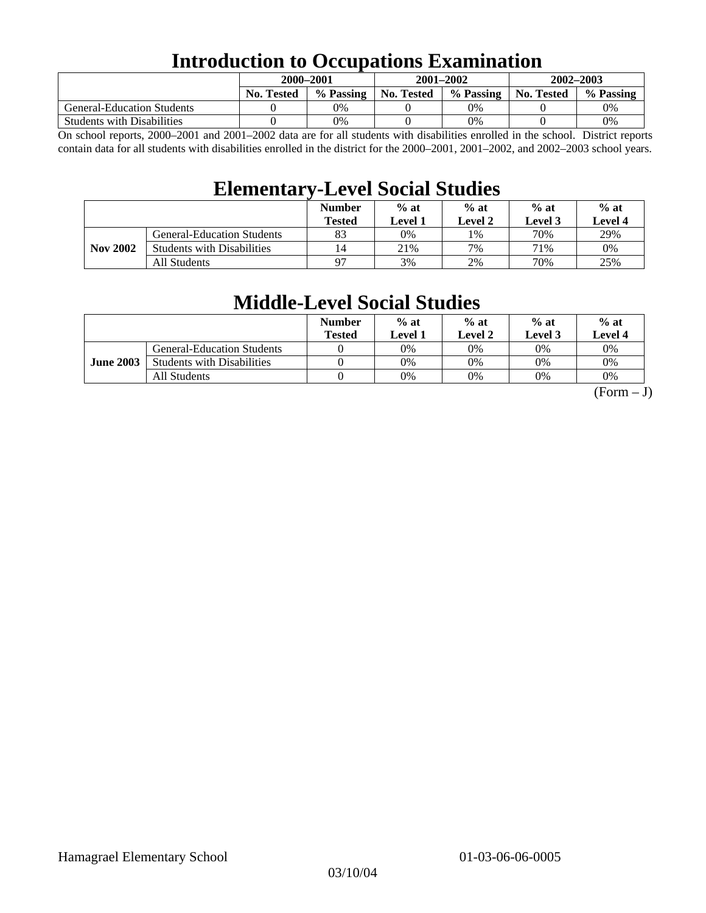# Introduction to Occupations Examination

| | 2000–2001 | | 2001–2002 | | 2002–2003 | |
|---|---|---|---|---|---|---|
| | No. Tested | % Passing | No. Tested | % Passing | No. Tested | % Passing |
| General-Education Students | 0 | 0% | 0 | 0% | 0 | 0% |
| Students with Disabilities | 0 | 0% | 0 | 0% | 0 | 0% |

On school reports, 2000–2001 and 2001–2002 data are for all students with disabilities enrolled in the school. District reports contain data for all students with disabilities enrolled in the district for the 2000–2001, 2001–2002, and 2002–2003 school years.

# Elementary-Level Social Studies

| | | Number Tested | % at Level 1 | % at Level 2 | % at Level 3 | % at Level 4 |
|---|---|---|---|---|---|---|
| **Nov 2002** | General-Education Students | 83 | 0% | 1% | 70% | 29% |
| | Students with Disabilities | 14 | 21% | 7% | 71% | 0% |
| | All Students | 97 | 3% | 2% | 70% | 25% |

# Middle-Level Social Studies

| | | Number Tested | % at Level 1 | % at Level 2 | % at Level 3 | % at Level 4 |
|---|---|---|---|---|---|---|
| **June 2003** | General-Education Students | 0 | 0% | 0% | 0% | 0% |
| | Students with Disabilities | 0 | 0% | 0% | 0% | 0% |
| | All Students | 0 | 0% | 0% | 0% | 0% |

(Form – J)

Hamagrael Elementary School 01-03-06-06-0005

03/10/04